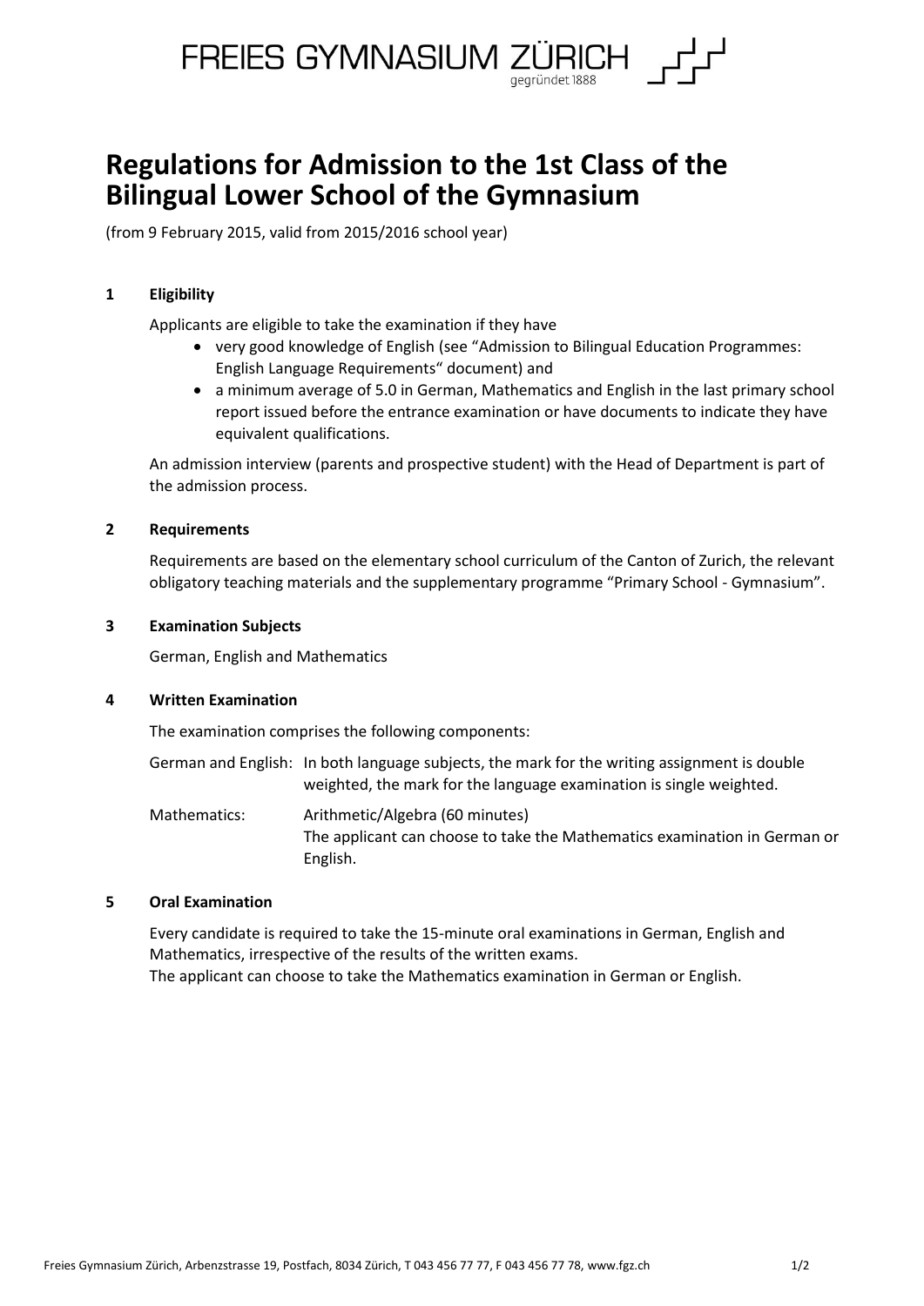FREIES GYMNASIUM ZÜRICH
gegründet 1888

# Regulations for Admission to the 1st Class of the Bilingual Lower School of the Gymnasium

(from 9 February 2015, valid from 2015/2016 school year)

## 1 Eligibility

Applicants are eligible to take the examination if they have

- very good knowledge of English (see "Admission to Bilingual Education Programmes: English Language Requirements" document) and
- a minimum average of 5.0 in German, Mathematics and English in the last primary school report issued before the entrance examination or have documents to indicate they have equivalent qualifications.

An admission interview (parents and prospective student) with the Head of Department is part of the admission process.

## 2 Requirements

Requirements are based on the elementary school curriculum of the Canton of Zurich, the relevant obligatory teaching materials and the supplementary programme "Primary School - Gymnasium".

## 3 Examination Subjects

German, English and Mathematics

## 4 Written Examination

The examination comprises the following components:

German and English: In both language subjects, the mark for the writing assignment is double weighted, the mark for the language examination is single weighted.

Mathematics: Arithmetic/Algebra (60 minutes)
The applicant can choose to take the Mathematics examination in German or English.

## 5 Oral Examination

Every candidate is required to take the 15-minute oral examinations in German, English and Mathematics, irrespective of the results of the written exams.
The applicant can choose to take the Mathematics examination in German or English.

Freies Gymnasium Zürich, Arbenzstrasse 19, Postfach, 8034 Zürich, T 043 456 77 77, F 043 456 77 78, www.fgz.ch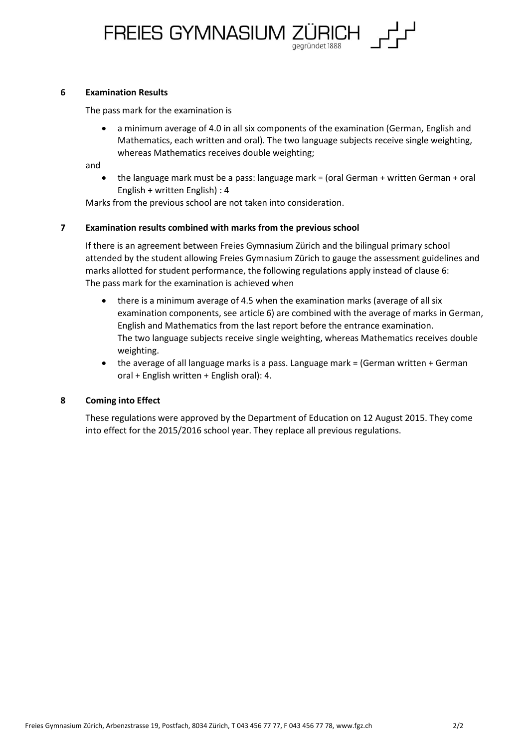## 6 Examination Results

The pass mark for the examination is

- a minimum average of 4.0 in all six components of the examination (German, English and Mathematics, each written and oral). The two language subjects receive single weighting, whereas Mathematics receives double weighting;

and

- the language mark must be a pass: language mark = (oral German + written German + oral English + written English) : 4

Marks from the previous school are not taken into consideration.

## 7 Examination results combined with marks from the previous school

If there is an agreement between Freies Gymnasium Zürich and the bilingual primary school attended by the student allowing Freies Gymnasium Zürich to gauge the assessment guidelines and marks allotted for student performance, the following regulations apply instead of clause 6:
The pass mark for the examination is achieved when

- there is a minimum average of 4.5 when the examination marks (average of all six examination components, see article 6) are combined with the average of marks in German, English and Mathematics from the last report before the entrance examination.
  The two language subjects receive single weighting, whereas Mathematics receives double weighting.
- the average of all language marks is a pass. Language mark = (German written + German oral + English written + English oral): 4.

## 8 Coming into Effect

These regulations were approved by the Department of Education on 12 August 2015. They come into effect for the 2015/2016 school year. They replace all previous regulations.